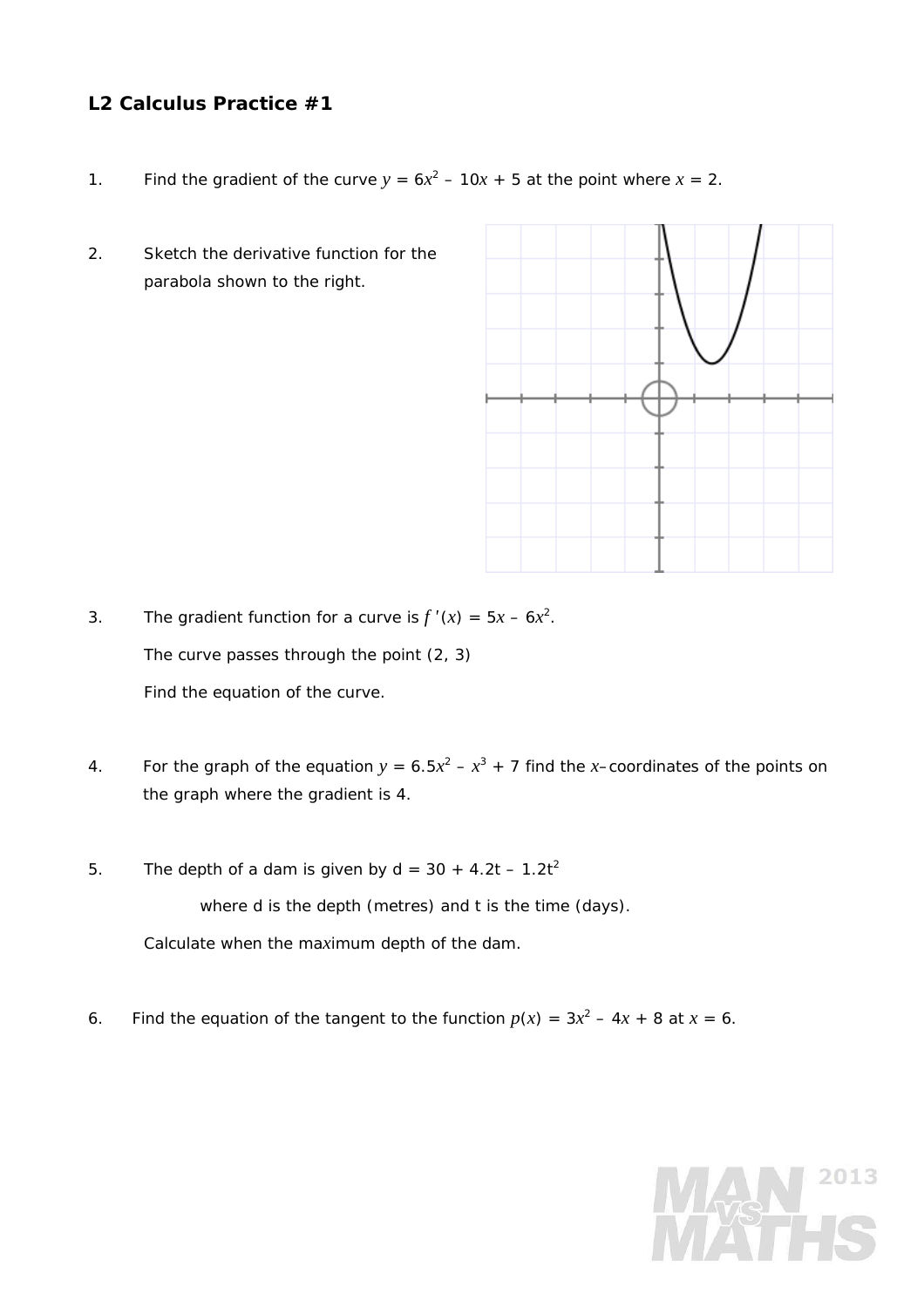## L2 Calculus Practice #1

1. Find the gradient of the curve $y = 6x^2 - 10x + 5$ at the point where $x = 2$.

2. Sketch the derivative function for the parabola shown to the right.

3. The gradient function for a curve is $f'(x) = 5x - 6x^2$.

   The curve passes through the point (2, 3)

   Find the equation of the curve.

4. For the graph of the equation $y = 6.5x^2 - x^3 + 7$ find the $x$–coordinates of the points on the graph where the gradient is 4.

5. The depth of a dam is given by $d = 30 + 4.2t - 1.2t^2$

   where d is the depth (metres) and t is the time (days).

   Calculate when the maximum depth of the dam.

6. Find the equation of the tangent to the function $p(x) = 3x^2 - 4x + 8$ at $x = 6$.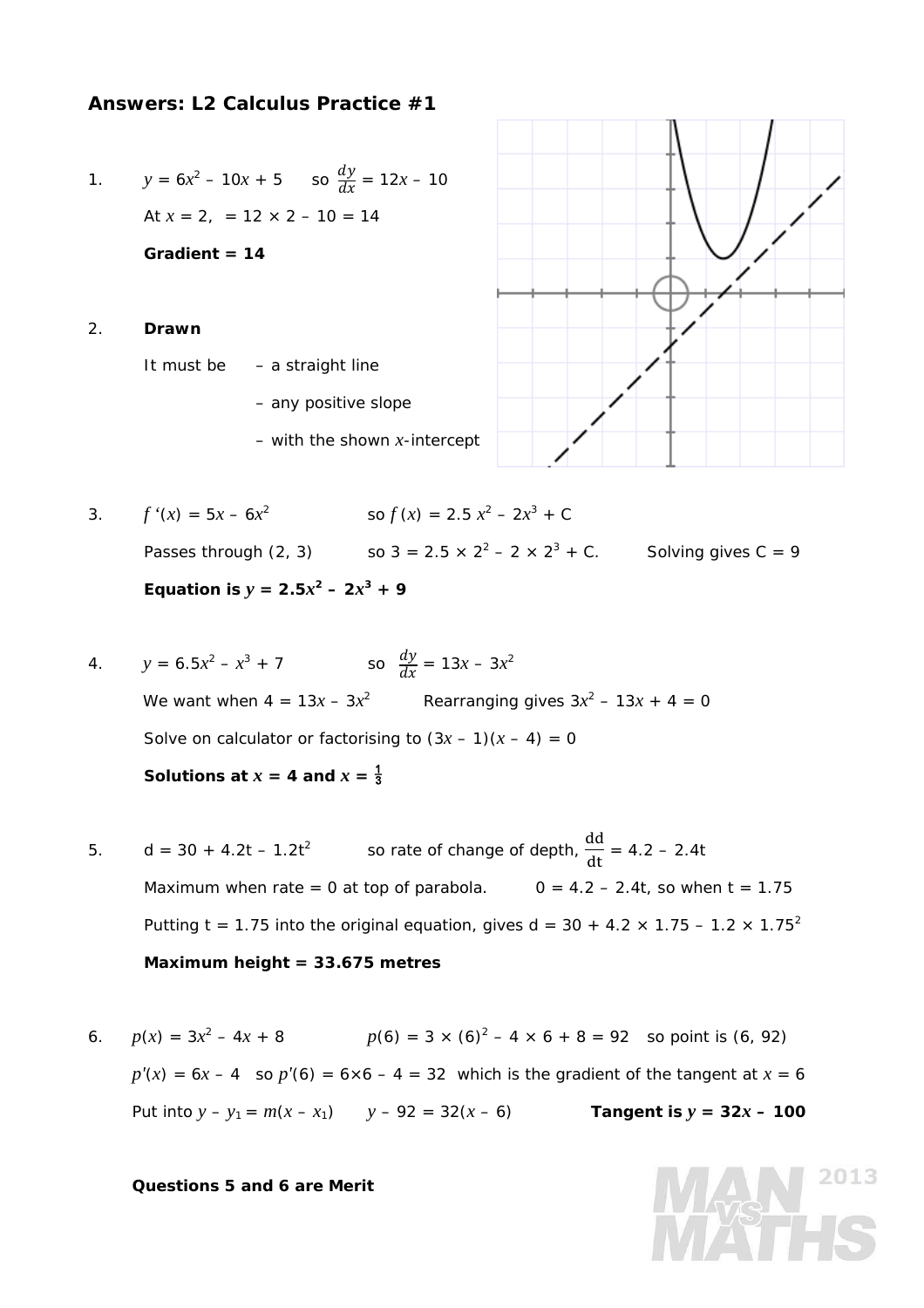## Answers: L2 Calculus Practice #1

1. $y = 6x^2 - 10x + 5$ so $\frac{dy}{dx} = 12x - 10$

   At $x = 2$, $= 12 \times 2 - 10 = 14$

   **Gradient = 14**

2. **Drawn**

   It must be
   - a straight line
   - any positive slope
   - with the shown $x$-intercept

3. $f'(x) = 5x - 6x^2$ so $f(x) = 2.5\,x^2 - 2x^3 + \text{C}$

   Passes through (2, 3) so $3 = 2.5 \times 2^2 - 2 \times 2^3 + \text{C}$. Solving gives C = 9

   **Equation is $y = 2.5x^2 - 2x^3 + 9$**

4. $y = 6.5x^2 - x^3 + 7$ so $\frac{dy}{dx} = 13x - 3x^2$

   We want when $4 = 13x - 3x^2$ Rearranging gives $3x^2 - 13x + 4 = 0$

   Solve on calculator or factorising to $(3x - 1)(x - 4) = 0$

   **Solutions at $x = 4$ and $x = \frac{1}{3}$**

5. $\text{d} = 30 + 4.2\text{t} - 1.2\text{t}^2$ so rate of change of depth, $\frac{\text{dd}}{\text{dt}} = 4.2 - 2.4\text{t}$

   Maximum when rate = 0 at top of parabola. $0 = 4.2 - 2.4\text{t}$, so when t = 1.75

   Putting t = 1.75 into the original equation, gives $\text{d} = 30 + 4.2 \times 1.75 - 1.2 \times 1.75^2$

   **Maximum height = 33.675 metres**

6. $p(x) = 3x^2 - 4x + 8$ $p(6) = 3 \times (6)^2 - 4 \times 6 + 8 = 92$ so point is (6, 92)

   $p'(x) = 6x - 4$ so $p'(6) = 6 \times 6 - 4 = 32$ which is the gradient of the tangent at $x = 6$

   Put into $y - y_1 = m(x - x_1)$ $y - 92 = 32(x - 6)$ **Tangent is $y = 32x - 100$**

**Questions 5 and 6 are Merit**

MAN vs MATHS 2013